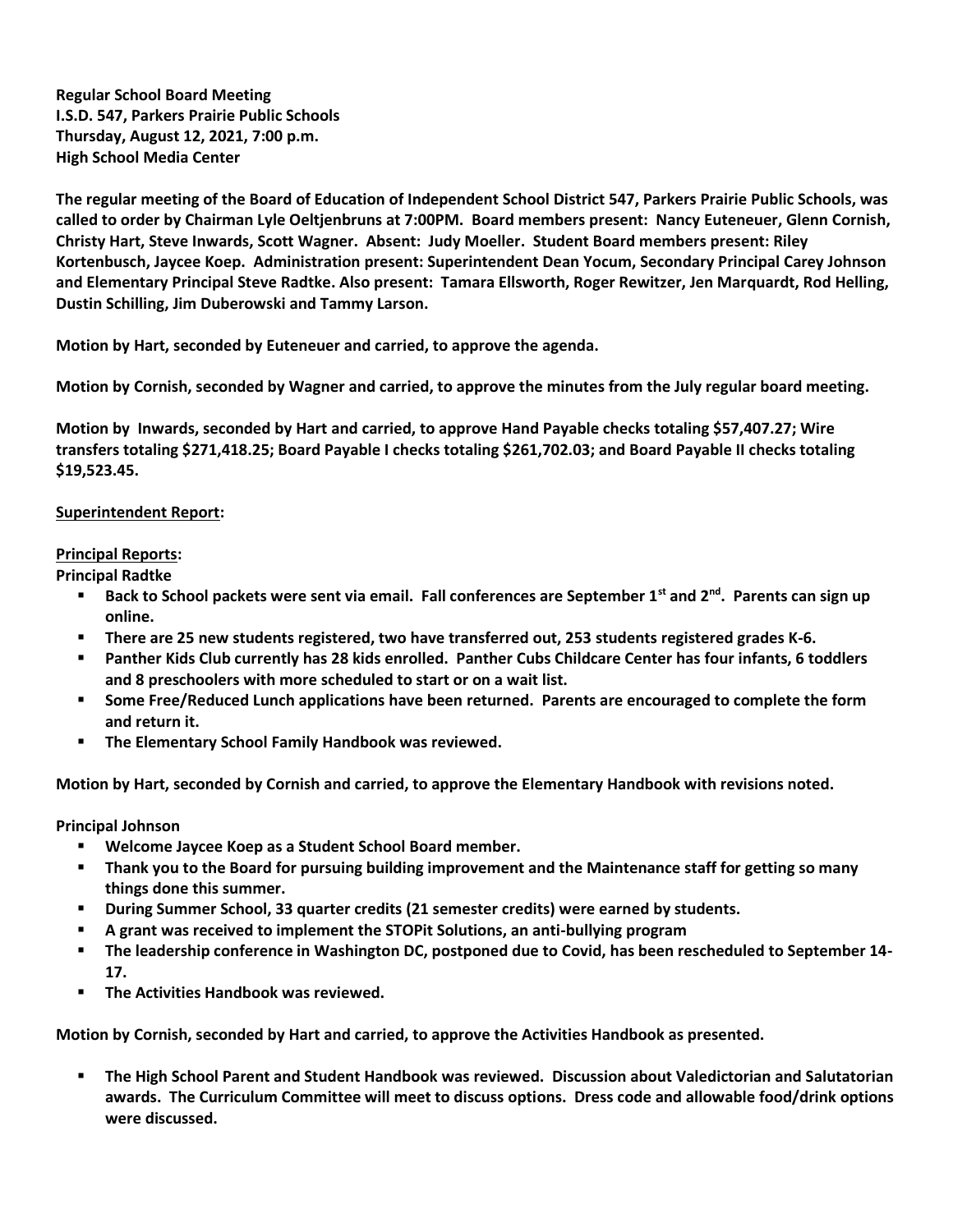**Regular School Board Meeting**
**I.S.D. 547, Parkers Prairie Public Schools**
**Thursday, August 12, 2021, 7:00 p.m.**
**High School Media Center**

**The regular meeting of the Board of Education of Independent School District 547, Parkers Prairie Public Schools, was called to order by Chairman Lyle Oeltjenbruns at 7:00PM. Board members present: Nancy Euteneuer, Glenn Cornish, Christy Hart, Steve Inwards, Scott Wagner. Absent: Judy Moeller. Student Board members present: Riley Kortenbusch, Jaycee Koep. Administration present: Superintendent Dean Yocum, Secondary Principal Carey Johnson and Elementary Principal Steve Radtke. Also present: Tamara Ellsworth, Roger Rewitzer, Jen Marquardt, Rod Helling, Dustin Schilling, Jim Duberowski and Tammy Larson.**

**Motion by Hart, seconded by Euteneuer and carried, to approve the agenda.**

**Motion by Cornish, seconded by Wagner and carried, to approve the minutes from the July regular board meeting.**

**Motion by Inwards, seconded by Hart and carried, to approve Hand Payable checks totaling $57,407.27; Wire transfers totaling $271,418.25; Board Payable I checks totaling $261,702.03; and Board Payable II checks totaling $19,523.45.**

**<u>Superintendent Report</u>:**

**<u>Principal Reports</u>:**

**Principal Radtke**

- **Back to School packets were sent via email. Fall conferences are September 1st and 2nd. Parents can sign up online.**
- **There are 25 new students registered, two have transferred out, 253 students registered grades K-6.**
- **Panther Kids Club currently has 28 kids enrolled. Panther Cubs Childcare Center has four infants, 6 toddlers and 8 preschoolers with more scheduled to start or on a wait list.**
- **Some Free/Reduced Lunch applications have been returned. Parents are encouraged to complete the form and return it.**
- **The Elementary School Family Handbook was reviewed.**

**Motion by Hart, seconded by Cornish and carried, to approve the Elementary Handbook with revisions noted.**

**Principal Johnson**

- **Welcome Jaycee Koep as a Student School Board member.**
- **Thank you to the Board for pursuing building improvement and the Maintenance staff for getting so many things done this summer.**
- **During Summer School, 33 quarter credits (21 semester credits) were earned by students.**
- **A grant was received to implement the STOPit Solutions, an anti-bullying program**
- **The leadership conference in Washington DC, postponed due to Covid, has been rescheduled to September 14-17.**
- **The Activities Handbook was reviewed.**

**Motion by Cornish, seconded by Hart and carried, to approve the Activities Handbook as presented.**

- **The High School Parent and Student Handbook was reviewed. Discussion about Valedictorian and Salutatorian awards. The Curriculum Committee will meet to discuss options. Dress code and allowable food/drink options were discussed.**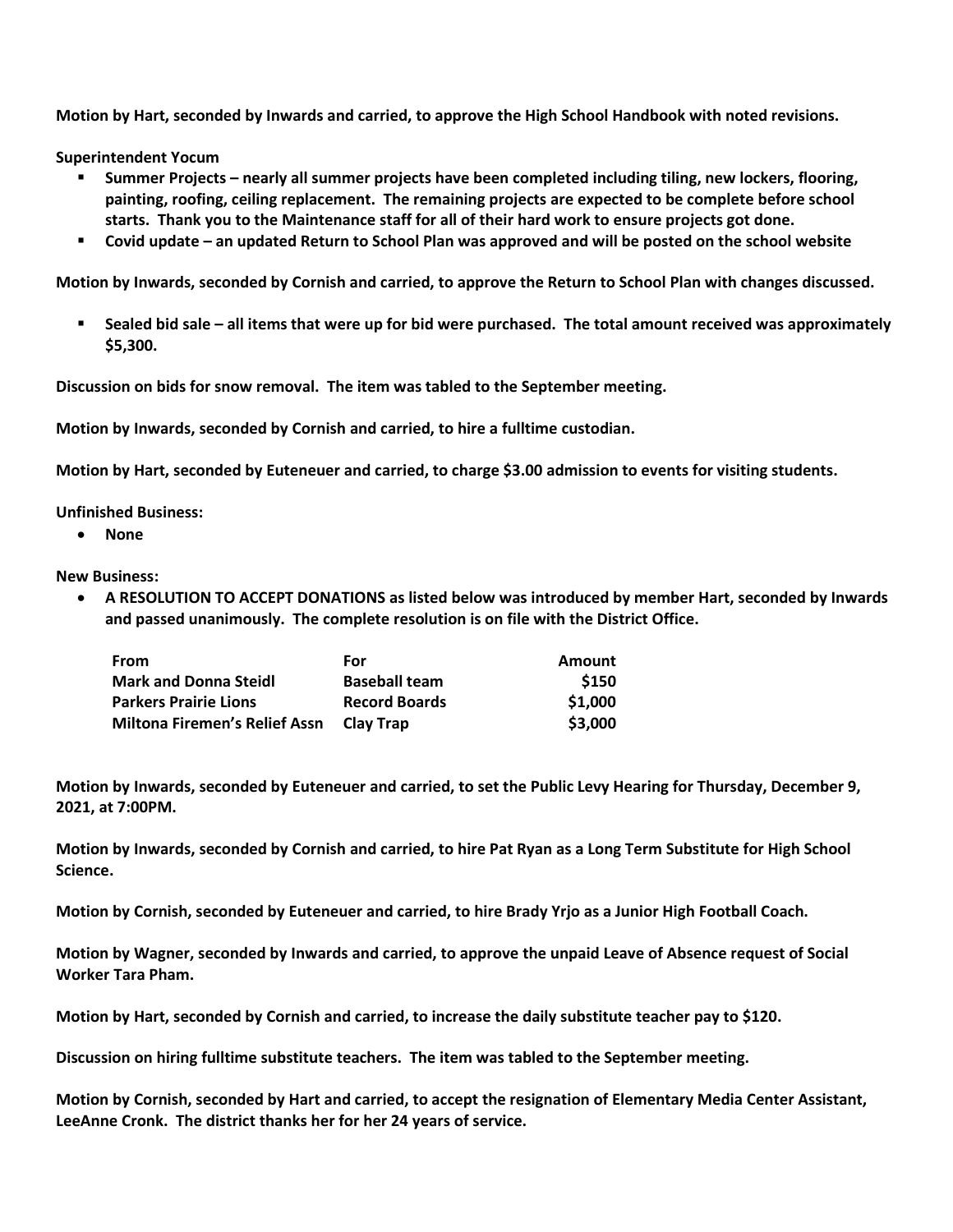**Motion by Hart, seconded by Inwards and carried, to approve the High School Handbook with noted revisions.**

**Superintendent Yocum**

- **Summer Projects – nearly all summer projects have been completed including tiling, new lockers, flooring, painting, roofing, ceiling replacement. The remaining projects are expected to be complete before school starts. Thank you to the Maintenance staff for all of their hard work to ensure projects got done.**
- **Covid update – an updated Return to School Plan was approved and will be posted on the school website**

**Motion by Inwards, seconded by Cornish and carried, to approve the Return to School Plan with changes discussed.**

- **Sealed bid sale – all items that were up for bid were purchased. The total amount received was approximately $5,300.**

**Discussion on bids for snow removal. The item was tabled to the September meeting.**

**Motion by Inwards, seconded by Cornish and carried, to hire a fulltime custodian.**

**Motion by Hart, seconded by Euteneuer and carried, to charge $3.00 admission to events for visiting students.**

**Unfinished Business:**

- **None**

**New Business:**

- **A RESOLUTION TO ACCEPT DONATIONS as listed below was introduced by member Hart, seconded by Inwards and passed unanimously. The complete resolution is on file with the District Office.**

| From | For | Amount |
|---|---|---|
| Mark and Donna Steidl | Baseball team | $150 |
| Parkers Prairie Lions | Record Boards | $1,000 |
| Miltona Firemen's Relief Assn | Clay Trap | $3,000 |

**Motion by Inwards, seconded by Euteneuer and carried, to set the Public Levy Hearing for Thursday, December 9, 2021, at 7:00PM.**

**Motion by Inwards, seconded by Cornish and carried, to hire Pat Ryan as a Long Term Substitute for High School Science.**

**Motion by Cornish, seconded by Euteneuer and carried, to hire Brady Yrjo as a Junior High Football Coach.**

**Motion by Wagner, seconded by Inwards and carried, to approve the unpaid Leave of Absence request of Social Worker Tara Pham.**

**Motion by Hart, seconded by Cornish and carried, to increase the daily substitute teacher pay to $120.**

**Discussion on hiring fulltime substitute teachers. The item was tabled to the September meeting.**

**Motion by Cornish, seconded by Hart and carried, to accept the resignation of Elementary Media Center Assistant, LeeAnne Cronk. The district thanks her for her 24 years of service.**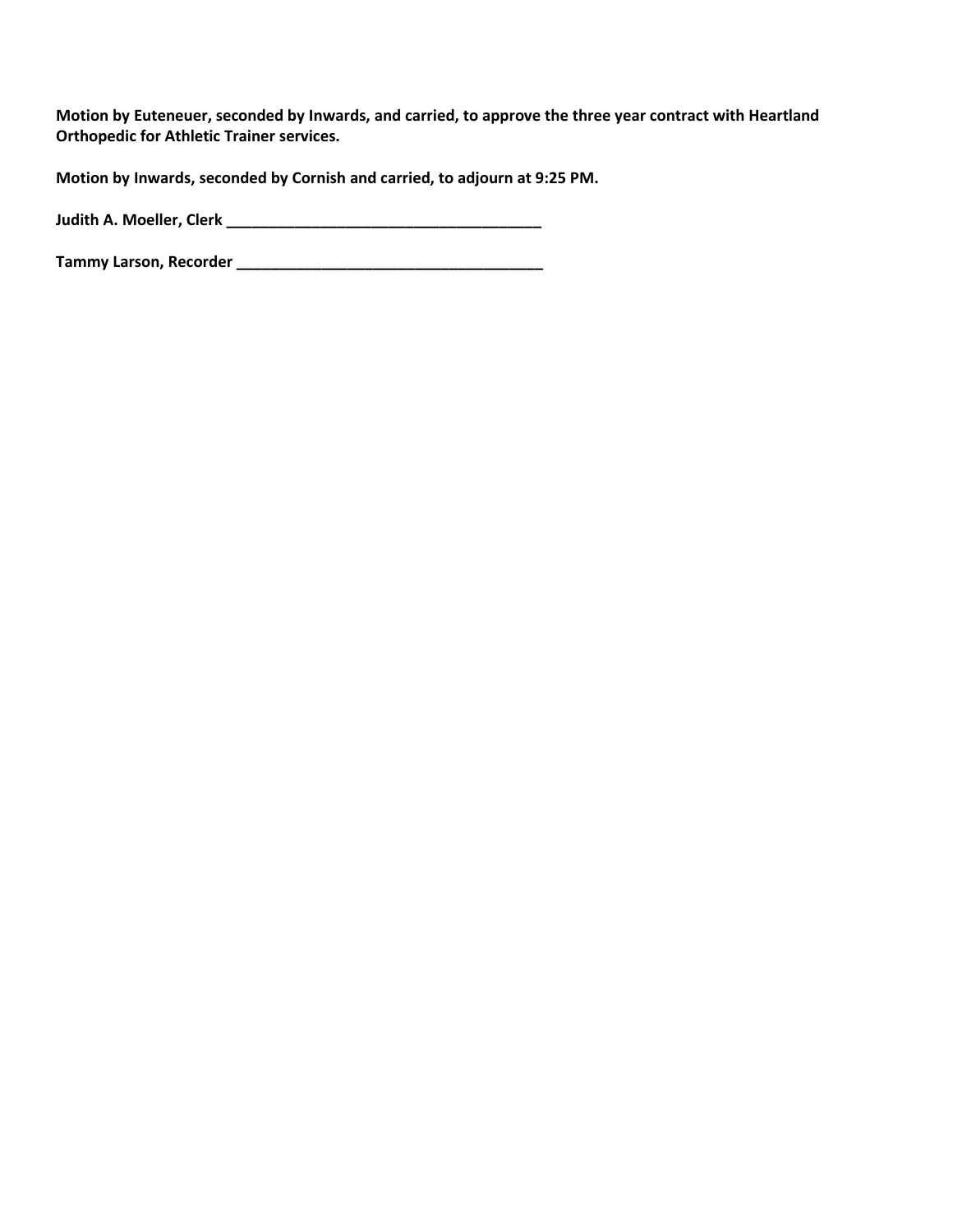**Motion by Euteneuer, seconded by Inwards, and carried, to approve the three year contract with Heartland Orthopedic for Athletic Trainer services.**

**Motion by Inwards, seconded by Cornish and carried, to adjourn at 9:25 PM.**

**Judith A. Moeller, Clerk _____________________________________**

**Tammy Larson, Recorder ____________________________________**